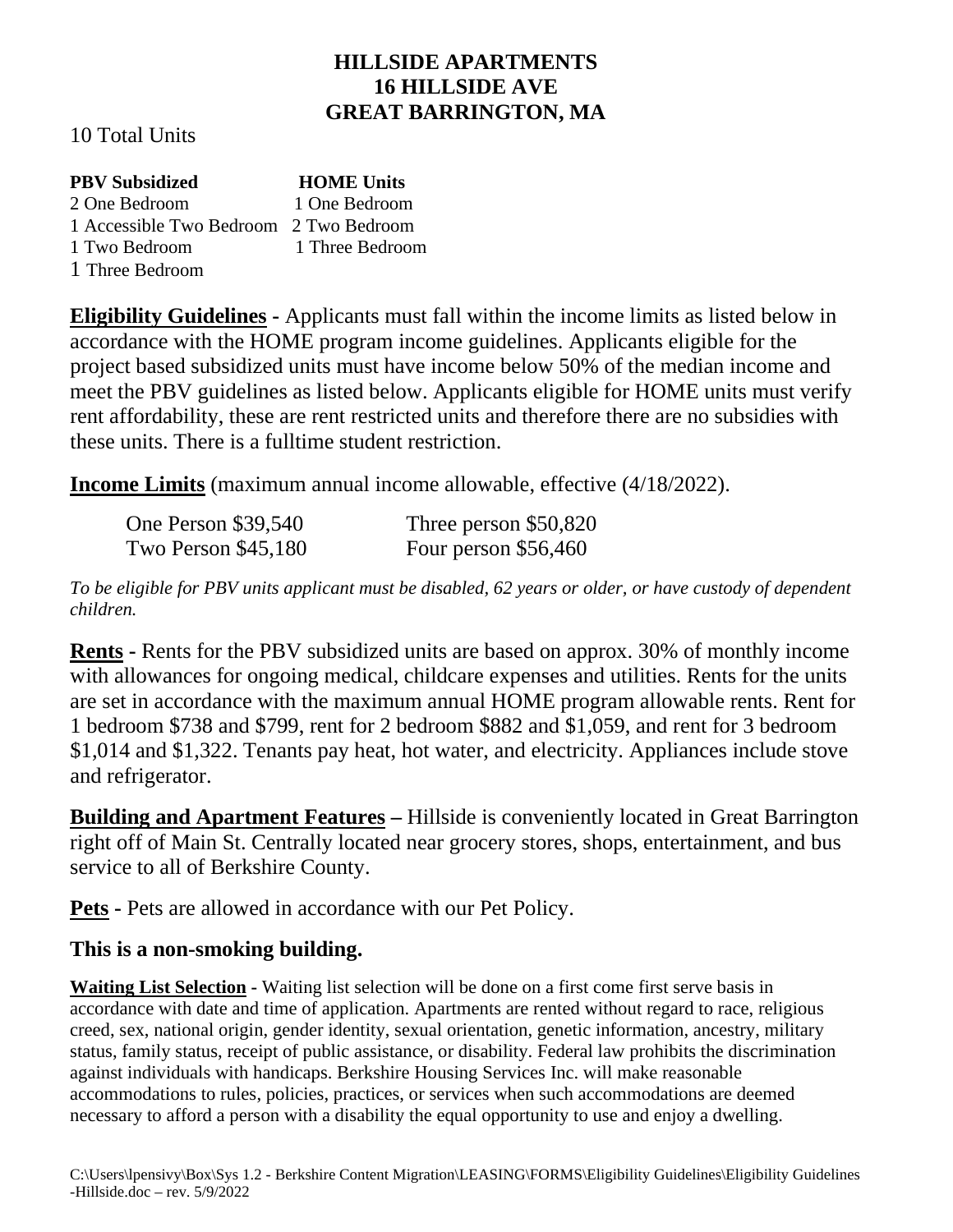# HILLSIDE APARTMENTS
# 16 HILLSIDE AVE
# GREAT BARRINGTON, MA

10 Total Units

| PBV Subsidized | HOME Units |
| --- | --- |
| 2 One Bedroom | 1 One Bedroom |
| 1 Accessible Two Bedroom | 2 Two Bedroom |
| 1 Two Bedroom | 1 Three Bedroom |
| 1 Three Bedroom | |

**Eligibility Guidelines** - Applicants must fall within the income limits as listed below in accordance with the HOME program income guidelines. Applicants eligible for the project based subsidized units must have income below 50% of the median income and meet the PBV guidelines as listed below. Applicants eligible for HOME units must verify rent affordability, these are rent restricted units and therefore there are no subsidies with these units. There is a fulltime student restriction.

**Income Limits** (maximum annual income allowable, effective (4/18/2022).

| | |
| --- | --- |
| One Person $39,540 | Three person $50,820 |
| Two Person $45,180 | Four person $56,460 |

*To be eligible for PBV units applicant must be disabled, 62 years or older, or have custody of dependent children.*

**Rents** - Rents for the PBV subsidized units are based on approx. 30% of monthly income with allowances for ongoing medical, childcare expenses and utilities. Rents for the units are set in accordance with the maximum annual HOME program allowable rents. Rent for 1 bedroom $738 and $799, rent for 2 bedroom $882 and $1,059, and rent for 3 bedroom $1,014 and $1,322. Tenants pay heat, hot water, and electricity. Appliances include stove and refrigerator.

**Building and Apartment Features** – Hillside is conveniently located in Great Barrington right off of Main St. Centrally located near grocery stores, shops, entertainment, and bus service to all of Berkshire County.

**Pets** - Pets are allowed in accordance with our Pet Policy.

**This is a non-smoking building.**

**Waiting List Selection** - Waiting list selection will be done on a first come first serve basis in accordance with date and time of application. Apartments are rented without regard to race, religious creed, sex, national origin, gender identity, sexual orientation, genetic information, ancestry, military status, family status, receipt of public assistance, or disability. Federal law prohibits the discrimination against individuals with handicaps. Berkshire Housing Services Inc. will make reasonable accommodations to rules, policies, practices, or services when such accommodations are deemed necessary to afford a person with a disability the equal opportunity to use and enjoy a dwelling.

C:\Users\lpensivy\Box\Sys 1.2 - Berkshire Content Migration\LEASING\FORMS\Eligibility Guidelines\Eligibility Guidelines -Hillside.doc – rev. 5/9/2022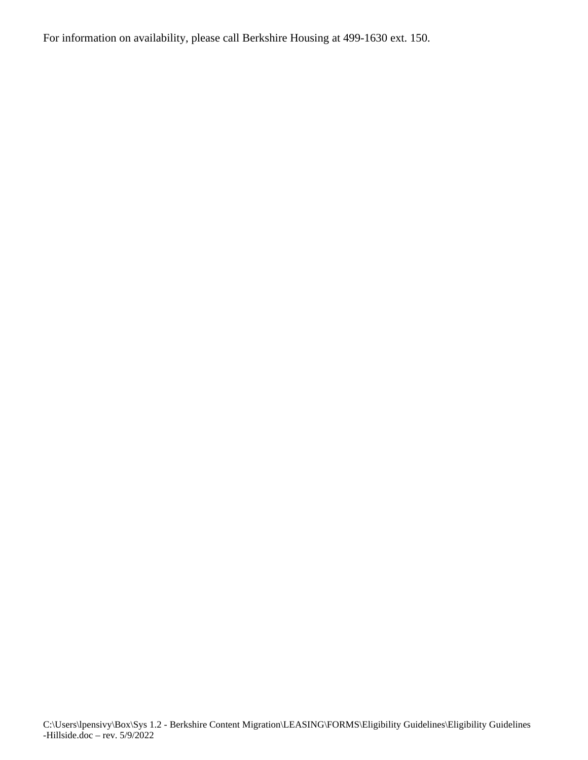For information on availability, please call Berkshire Housing at 499-1630 ext. 150.